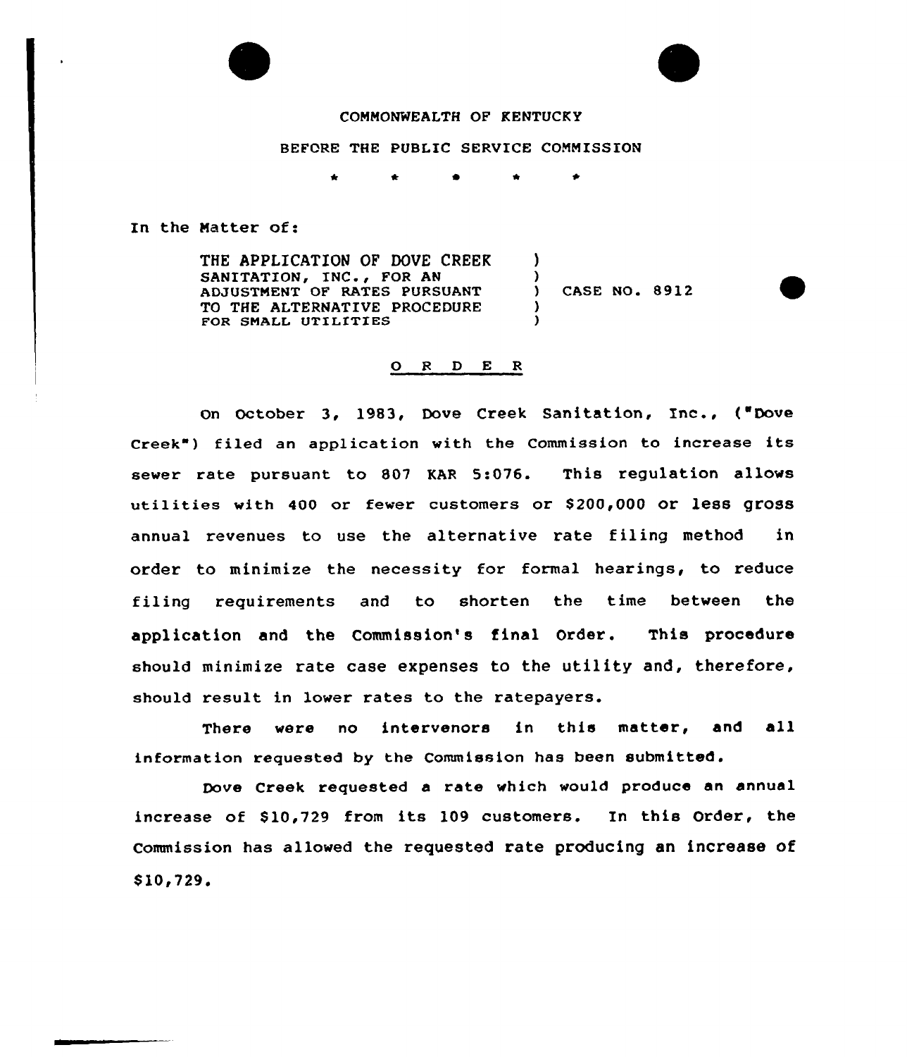COMMONWEALTH OF KENTUCKY

BEFORE THE PUBLIC SERVICE COMMISSION

\* \* \* \* \*

In the Matter of:

THE APPLICATION OF DOVE CREEK SANITATION, INC., FOR AN ADJUSTMENT OF RATES PURSUANT TO THE ALTERNATIVE PROCEDURE FOR SMALL UTILITIES ) CASE NO. 8912

# O R D E R

On October 3, 1983, Dove Creek Sanitation, Inc., ("Dove Creek") filed an application with the Commission to increase its sewer rate pursuant to 807 KAR 5:076. This regulation allows utilities with 400 or fewer customers or $200,000 or less gross annual revenues to use the alternative rate filing method in order to minimize the necessity for formal hearings, to reduce filing requirements and to shorten the time between the application and the Commission's final Order. This procedure should minimize rate case expenses to the utility and, therefore, should result in lower rates to the ratepayers.

There were no intervenors in this matter, and all information requested by the Commission has been submitted.

Dove Creek requested a rate which would produce an annual increase of $10,729 from its 109 customers. In this Order, the Commission has allowed the requested rate producing an increase of $10,729.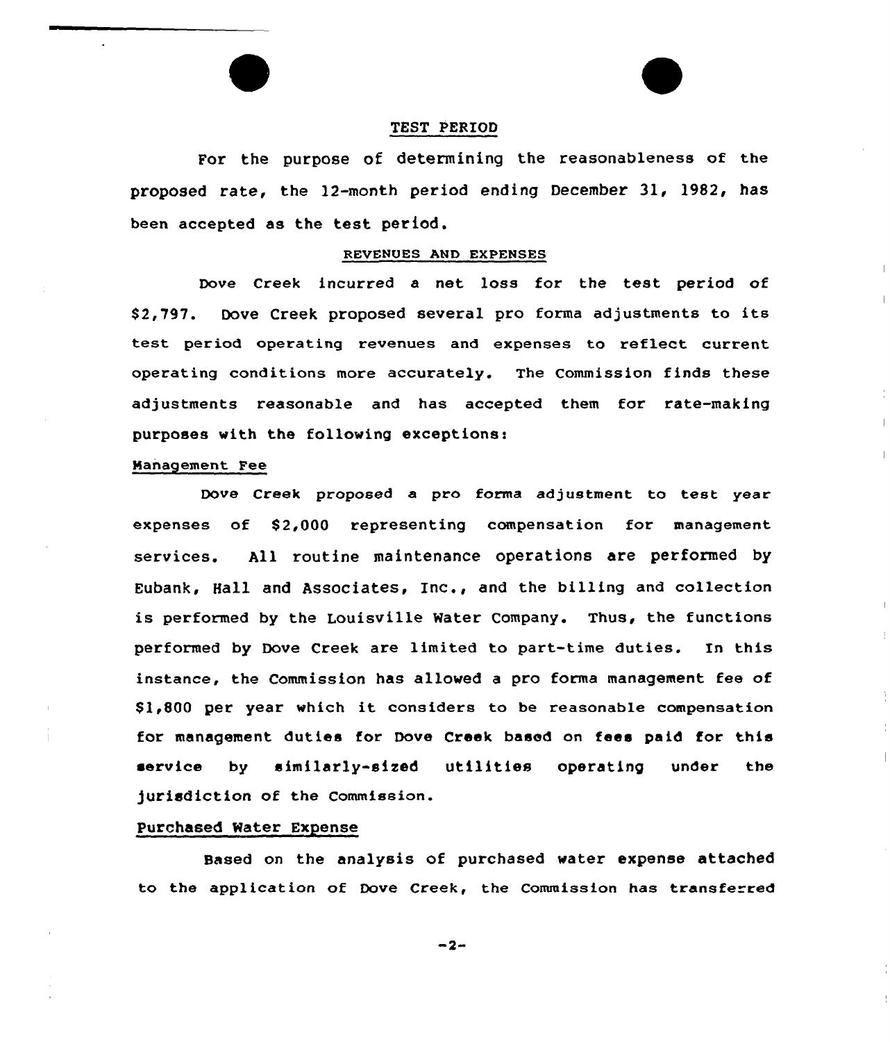## TEST PERIOD

For the purpose of determining the reasonableness of the proposed rate, the 12-month period ending December 31, 1982, has been accepted as the test period.

## REVENUES AND EXPENSES

Dove Creek incurred a net loss for the test period of $2,797. Dove Creek proposed several pro forma adjustments to its test period operating revenues and expenses to reflect current operating conditions more accurately. The Commission finds these adjustments reasonable and has accepted them for rate-making purposes with the following exceptions:

### Management Fee

Dove Creek proposed a pro forma adjustment to test year expenses of $2,000 representing compensation for management services. All routine maintenance operations are performed by Eubank, Hall and Associates, Inc., and the billing and collection is performed by the Louisville Water Company. Thus, the functions performed by Dove Creek are limited to part-time duties. In this instance, the Commission has allowed a pro forma management fee of $1,800 per year which it considers to be reasonable compensation for management duties for Dove Creek based on fees paid for this service by similarly-sized utilities operating under the jurisdiction of the Commission.

### Purchased Water Expense

Based on the analysis of purchased water expense attached to the application of Dove Creek, the Commission has transferred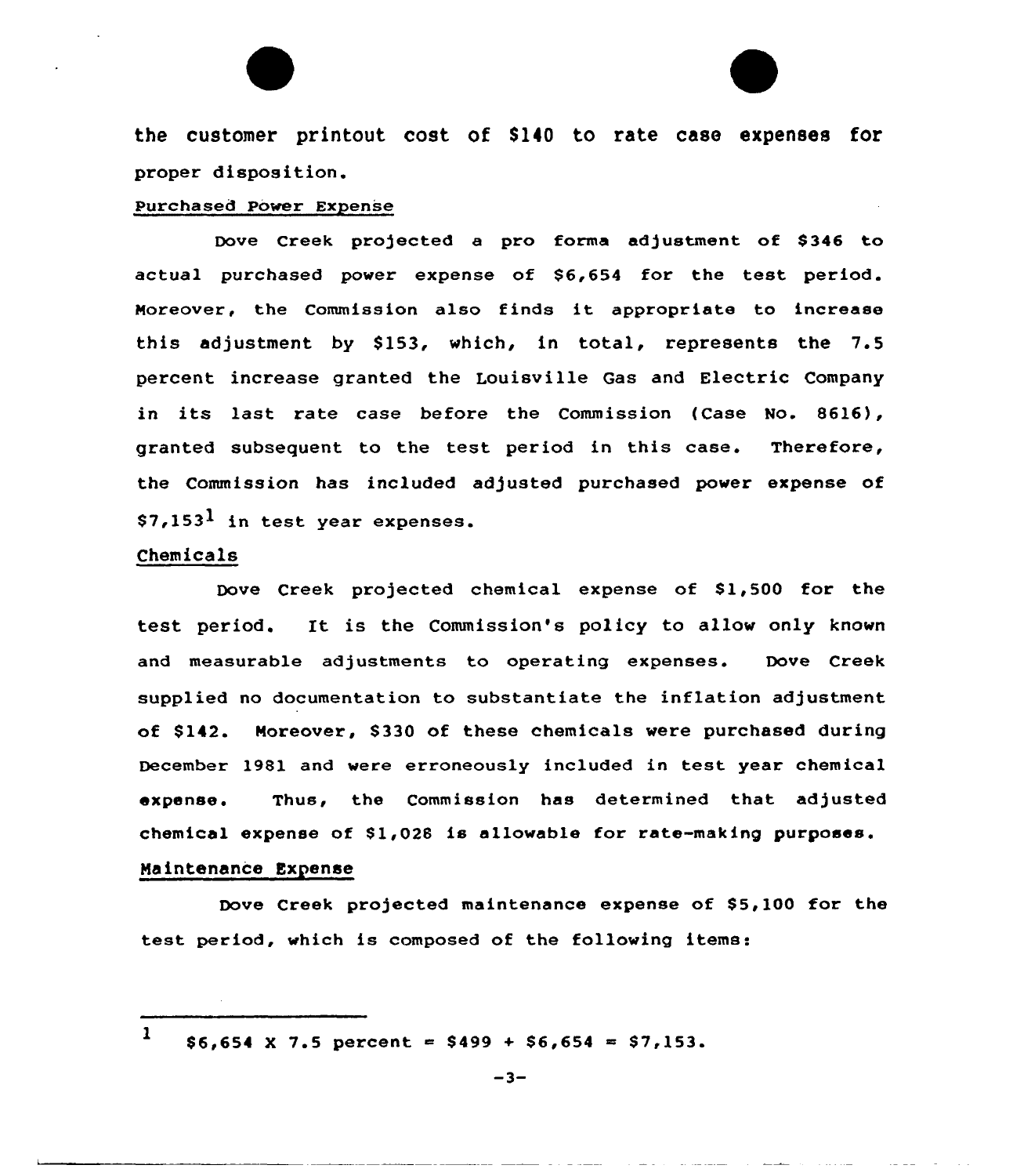the customer printout cost of $140 to rate case expenses for proper disposition.

## Purchased Power Expense

Dove Creek projected a pro forma adjustment of $346 to actual purchased power expense of $6,654 for the test period. Moreover, the Commission also finds it appropriate to increase this adjustment by $153, which, in total, represents the 7.5 percent increase granted the Louisville Gas and Electric Company in its last rate case before the Commission (Case No. 8616), granted subsequent to the test period in this case. Therefore, the Commission has included adjusted purchased power expense of $7,153[1] in test year expenses.

## Chemicals

Dove Creek projected chemical expense of $1,500 for the test period. It is the Commission's policy to allow only known and measurable adjustments to operating expenses. Dove Creek supplied no documentation to substantiate the inflation adjustment of $142. Moreover, $330 of these chemicals were purchased during December 1981 and were erroneously included in test year chemical expense. Thus, the Commission has determined that adjusted chemical expense of $1,028 is allowable for rate-making purposes.

## Maintenance Expense

Dove Creek projected maintenance expense of $5,100 for the test period, which is composed of the following items:

---

[1] $6,654 X 7.5 percent = $499 + $6,654 = $7,153.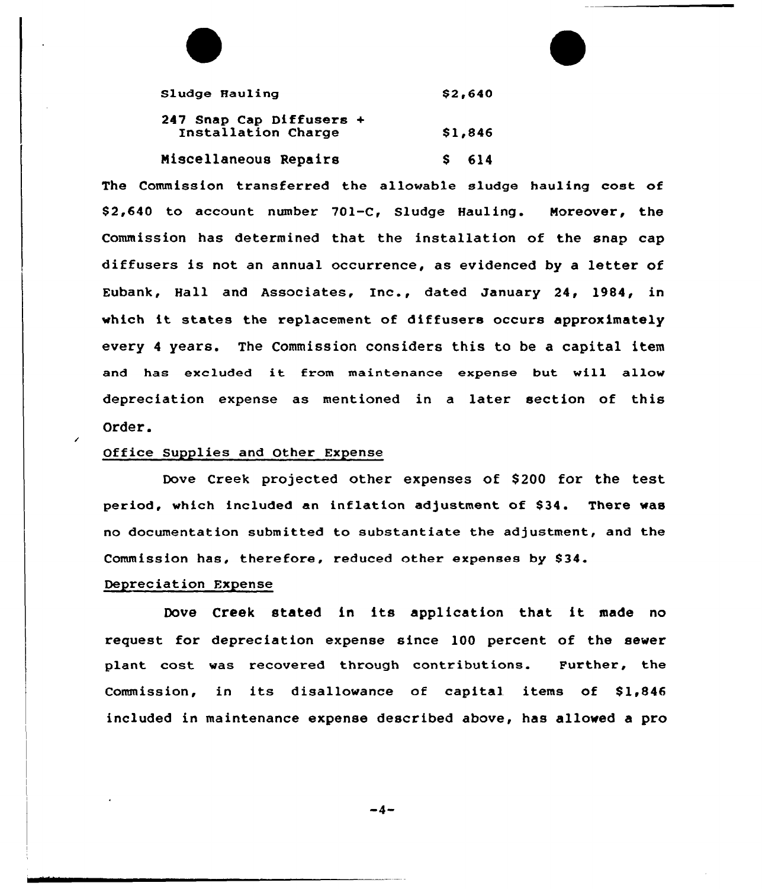| | |
|---|---|
| Sludge Hauling | $2,640 |
| 247 Snap Cap Diffusers + Installation Charge | $1,846 |
| Miscellaneous Repairs | $ 614 |

The Commission transferred the allowable sludge hauling cost of $2,640 to account number 701-C, Sludge Hauling. Moreover, the Commission has determined that the installation of the snap cap diffusers is not an annual occurrence, as evidenced by a letter of Eubank, Hall and Associates, Inc., dated January 24, 1984, in which it states the replacement of diffusers occurs approximately every 4 years. The Commission considers this to be a capital item and has excluded it from maintenance expense but will allow depreciation expense as mentioned in a later section of this Order.

Office Supplies and Other Expense

Dove Creek projected other expenses of $200 for the test period, which included an inflation adjustment of $34. There was no documentation submitted to substantiate the adjustment, and the Commission has, therefore, reduced other expenses by $34.

Depreciation Expense

Dove Creek stated in its application that it made no request for depreciation expense since 100 percent of the sewer plant cost was recovered through contributions. Further, the Commission, in its disallowance of capital items of $1,846 included in maintenance expense described above, has allowed a pro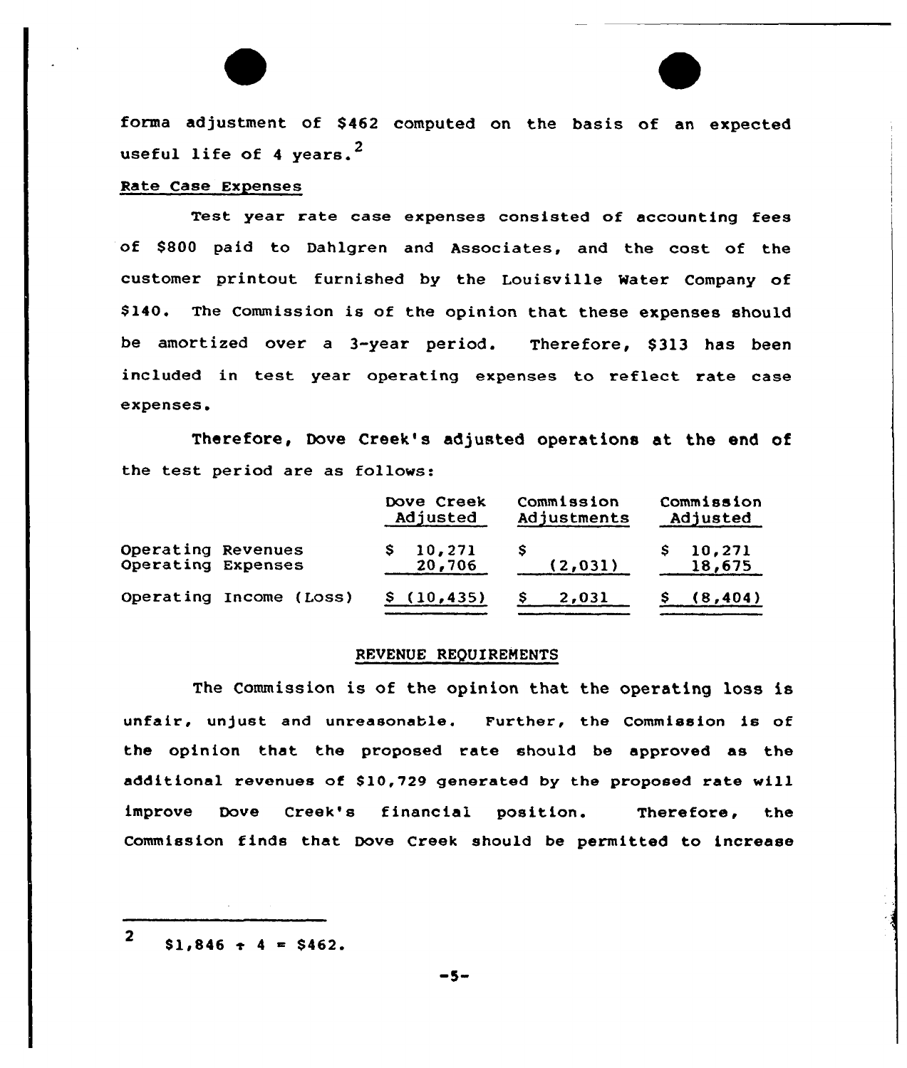forma adjustment of $462 computed on the basis of an expected useful life of 4 years.[2]

Rate Case Expenses

Test year rate case expenses consisted of accounting fees of $800 paid to Dahlgren and Associates, and the cost of the customer printout furnished by the Louisville Water Company of $140. The Commission is of the opinion that these expenses should be amortized over a 3-year period. Therefore, $313 has been included in test year operating expenses to reflect rate case expenses.

Therefore, Dove Creek's adjusted operations at the end of the test period are as follows:

| | Dove Creek Adjusted | Commission Adjustments | Commission Adjusted |
|---|---|---|---|
| Operating Revenues | $ 10,271 | $ | $ 10,271 |
| Operating Expenses | 20,706 | (2,031) | 18,675 |
| Operating Income (Loss) | $ (10,435) | $ 2,031 | $ (8,404) |

## REVENUE REQUIREMENTS

The Commission is of the opinion that the operating loss is unfair, unjust and unreasonable. Further, the Commission is of the opinion that the proposed rate should be approved as the additional revenues of $10,729 generated by the proposed rate will improve Dove Creek's financial position. Therefore, the Commission finds that Dove Creek should be permitted to increase

[2] $1,846 ÷ 4 = $462.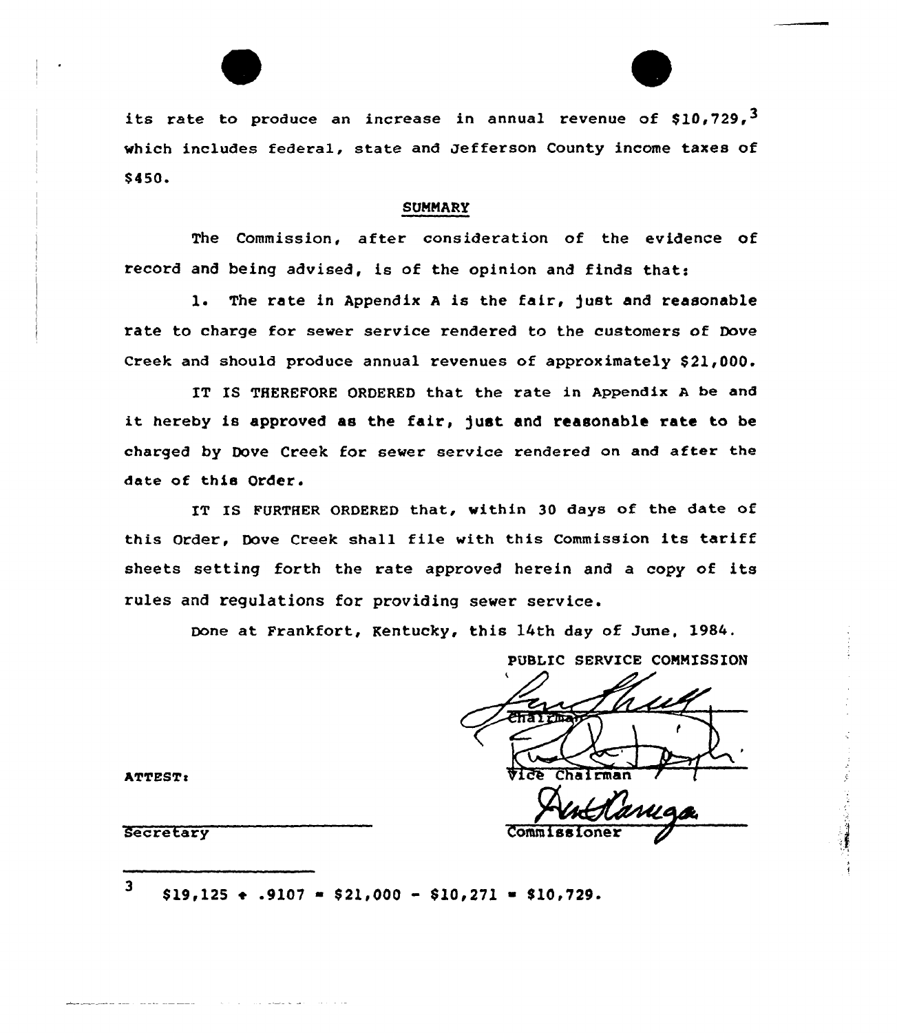its rate to produce an increase in annual revenue of $10,729,[3] which includes federal, state and Jefferson County income taxes of $450.

## SUMMARY

The Commission, after consideration of the evidence of record and being advised, is of the opinion and finds that:

1. The rate in Appendix A is the fair, just and reasonable rate to charge for sewer service rendered to the customers of Dove Creek and should produce annual revenues of approximately $21,000.

IT IS THEREFORE ORDERED that the rate in Appendix A be and it hereby is approved as the fair, just and reasonable rate to be charged by Dove Creek for sewer service rendered on and after the date of this Order.

IT IS FURTHER ORDERED that, within 30 days of the date of this Order, Dove Creek shall file with this Commission its tariff sheets setting forth the rate approved herein and a copy of its rules and regulations for providing sewer service.

Done at Frankfort, Kentucky, this 14th day of June, 1984.

PUBLIC SERVICE COMMISSION

Chairman

Vice Chairman

Commissioner

ATTEST:

Secretary

---

[3] $\$19{,}125 \div .9107 = \$21{,}000 - \$10{,}271 = \$10{,}729.$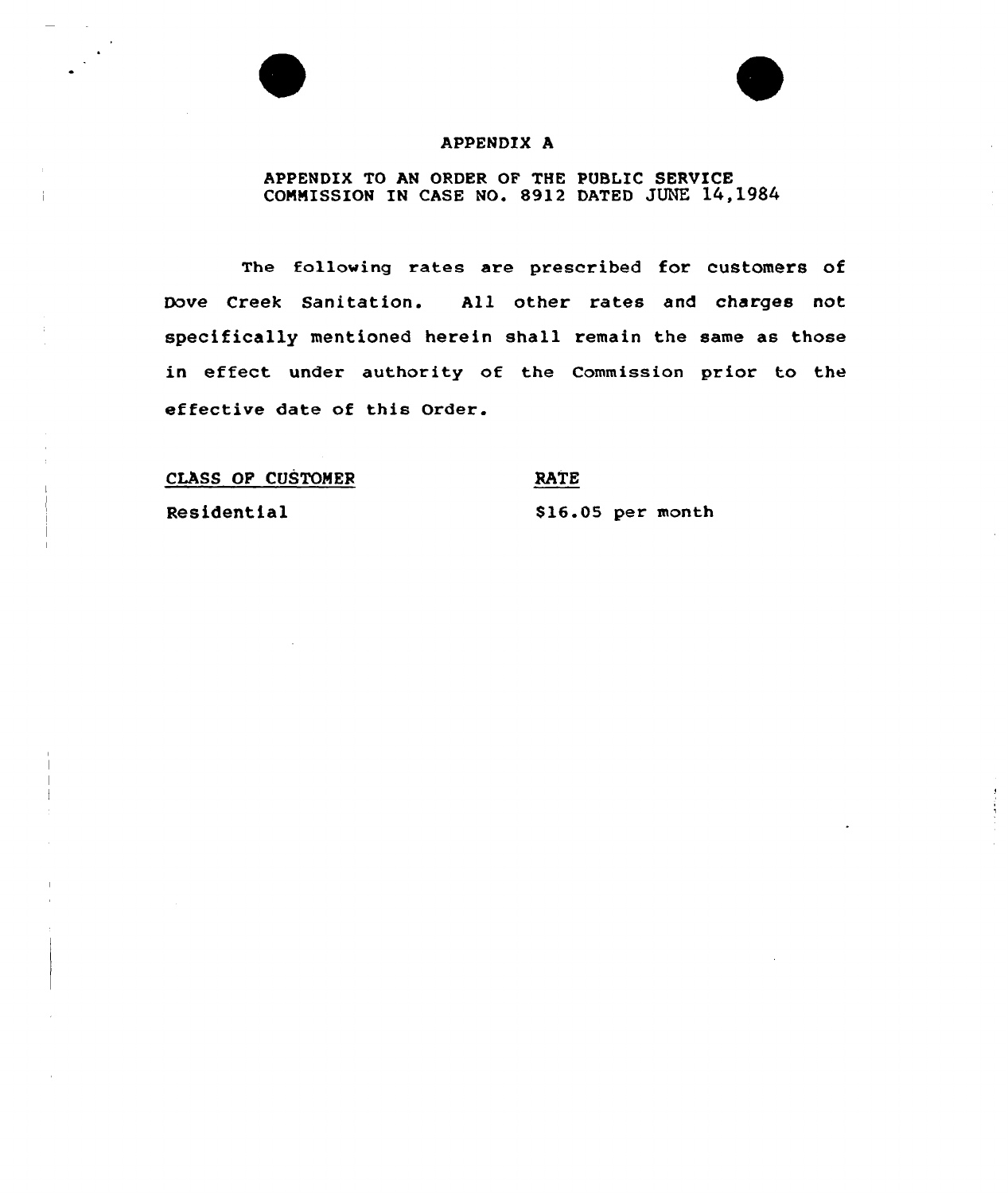# APPENDIX A

APPENDIX TO AN ORDER OF THE PUBLIC SERVICE COMMISSION IN CASE NO. 8912 DATED JUNE 14,1984

The following rates are prescribed for customers of Dove Creek Sanitation. All other rates and charges not specifically mentioned herein shall remain the same as those in effect under authority of the Commission prior to the effective date of this Order.

| CLASS OF CUSTOMER | RATE |
| --- | --- |
| Residential | $16.05 per month |